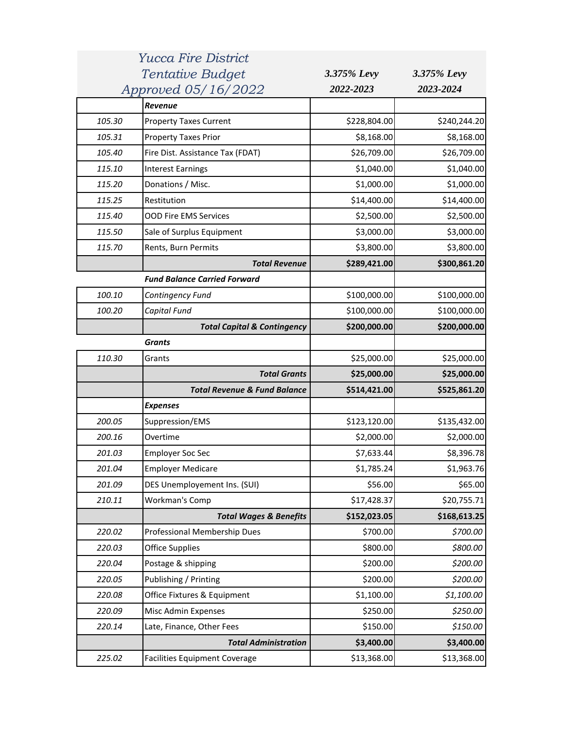# Yucca Fire District
## Tentative Budget
## Approved 05/16/2022

| | | *3.375% Levy 2022-2023* | *3.375% Levy 2023-2024* |
|---|---|---|---|
| | ***Revenue*** | | |
| *105.30* | Property Taxes Current | $228,804.00 | $240,244.20 |
| *105.31* | Property Taxes Prior | $8,168.00 | $8,168.00 |
| *105.40* | Fire Dist. Assistance Tax (FDAT) | $26,709.00 | $26,709.00 |
| *115.10* | Interest Earnings | $1,040.00 | $1,040.00 |
| *115.20* | Donations / Misc. | $1,000.00 | $1,000.00 |
| *115.25* | Restitution | $14,400.00 | $14,400.00 |
| *115.40* | OOD Fire EMS Services | $2,500.00 | $2,500.00 |
| *115.50* | Sale of Surplus Equipment | $3,000.00 | $3,000.00 |
| *115.70* | Rents, Burn Permits | $3,800.00 | $3,800.00 |
| | ***Total Revenue*** | **$289,421.00** | **$300,861.20** |
| | ***Fund Balance Carried Forward*** | | |
| *100.10* | *Contingency Fund* | $100,000.00 | $100,000.00 |
| *100.20* | *Capital Fund* | $100,000.00 | $100,000.00 |
| | ***Total Capital & Contingency*** | **$200,000.00** | **$200,000.00** |
| | ***Grants*** | | |
| *110.30* | Grants | $25,000.00 | $25,000.00 |
| | ***Total Grants*** | **$25,000.00** | **$25,000.00** |
| | ***Total Revenue & Fund Balance*** | **$514,421.00** | **$525,861.20** |
| | ***Expenses*** | | |
| *200.05* | Suppression/EMS | $123,120.00 | $135,432.00 |
| *200.16* | Overtime | $2,000.00 | $2,000.00 |
| *201.03* | Employer Soc Sec | $7,633.44 | $8,396.78 |
| *201.04* | Employer Medicare | $1,785.24 | $1,963.76 |
| *201.09* | DES Unemployement Ins. (SUI) | $56.00 | $65.00 |
| *210.11* | Workman's Comp | $17,428.37 | $20,755.71 |
| | ***Total Wages & Benefits*** | **$152,023.05** | **$168,613.25** |
| *220.02* | Professional Membership Dues | $700.00 | *$700.00* |
| *220.03* | Office Supplies | $800.00 | *$800.00* |
| *220.04* | Postage & shipping | $200.00 | *$200.00* |
| *220.05* | Publishing / Printing | $200.00 | *$200.00* |
| *220.08* | Office Fixtures & Equipment | $1,100.00 | *$1,100.00* |
| *220.09* | Misc Admin Expenses | $250.00 | *$250.00* |
| *220.14* | Late, Finance, Other Fees | $150.00 | *$150.00* |
| | ***Total Administration*** | **$3,400.00** | **$3,400.00** |
| *225.02* | Facilities Equipment Coverage | $13,368.00 | $13,368.00 |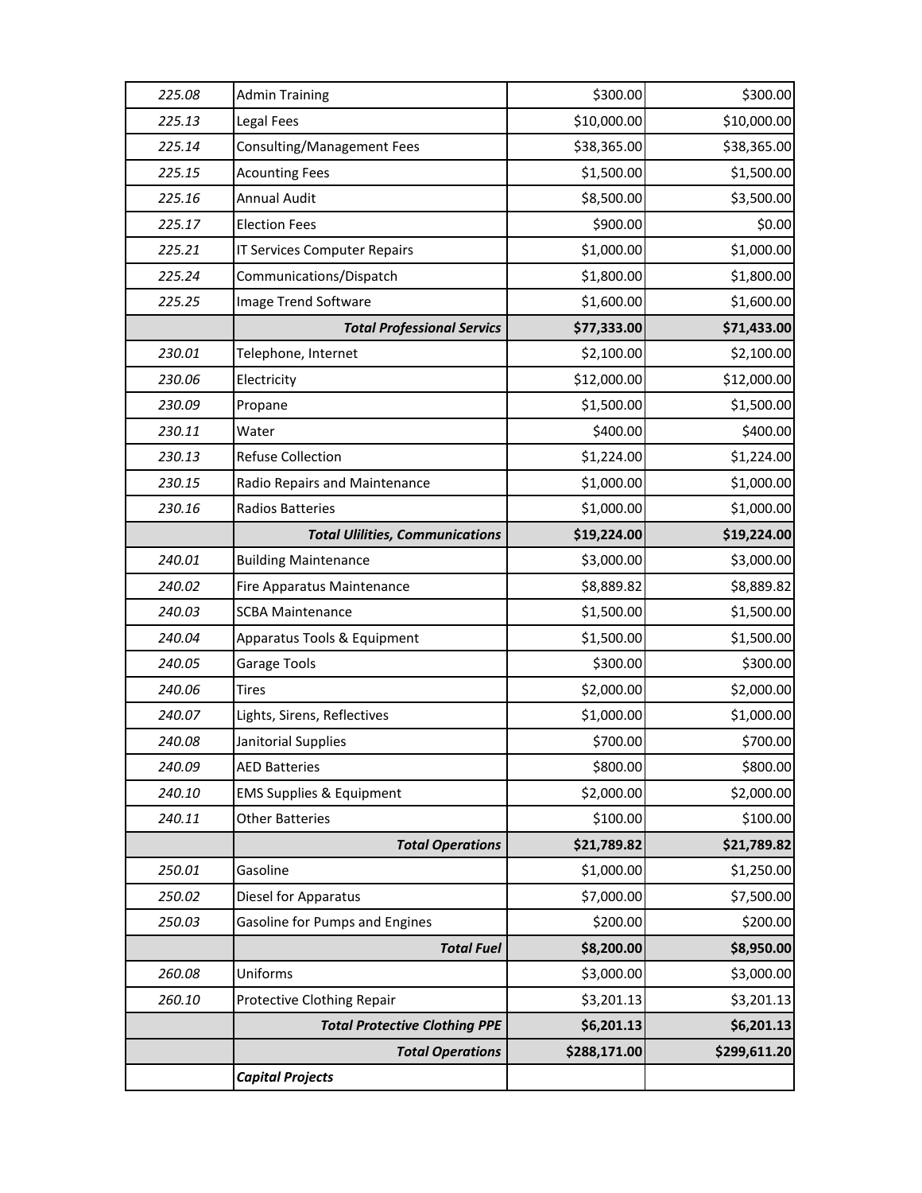| | | | |
|---|---|---|---|
| *225.08* | Admin Training | $300.00 | $300.00 |
| *225.13* | Legal Fees | $10,000.00 | $10,000.00 |
| *225.14* | Consulting/Management Fees | $38,365.00 | $38,365.00 |
| *225.15* | Acounting Fees | $1,500.00 | $1,500.00 |
| *225.16* | Annual Audit | $8,500.00 | $3,500.00 |
| *225.17* | Election Fees | $900.00 | $0.00 |
| *225.21* | IT Services Computer Repairs | $1,000.00 | $1,000.00 |
| *225.24* | Communications/Dispatch | $1,800.00 | $1,800.00 |
| *225.25* | Image Trend Software | $1,600.00 | $1,600.00 |
| | ***Total Professional Servics*** | **$77,333.00** | **$71,433.00** |
| *230.01* | Telephone, Internet | $2,100.00 | $2,100.00 |
| *230.06* | Electricity | $12,000.00 | $12,000.00 |
| *230.09* | Propane | $1,500.00 | $1,500.00 |
| *230.11* | Water | $400.00 | $400.00 |
| *230.13* | Refuse Collection | $1,224.00 | $1,224.00 |
| *230.15* | Radio Repairs and Maintenance | $1,000.00 | $1,000.00 |
| *230.16* | Radios Batteries | $1,000.00 | $1,000.00 |
| | ***Total Ulilities, Communications*** | **$19,224.00** | **$19,224.00** |
| *240.01* | Building Maintenance | $3,000.00 | $3,000.00 |
| *240.02* | Fire Apparatus Maintenance | $8,889.82 | $8,889.82 |
| *240.03* | SCBA Maintenance | $1,500.00 | $1,500.00 |
| *240.04* | Apparatus Tools & Equipment | $1,500.00 | $1,500.00 |
| *240.05* | Garage Tools | $300.00 | $300.00 |
| *240.06* | Tires | $2,000.00 | $2,000.00 |
| *240.07* | Lights, Sirens, Reflectives | $1,000.00 | $1,000.00 |
| *240.08* | Janitorial Supplies | $700.00 | $700.00 |
| *240.09* | AED Batteries | $800.00 | $800.00 |
| *240.10* | EMS Supplies & Equipment | $2,000.00 | $2,000.00 |
| *240.11* | Other Batteries | $100.00 | $100.00 |
| | ***Total Operations*** | **$21,789.82** | **$21,789.82** |
| *250.01* | Gasoline | $1,000.00 | $1,250.00 |
| *250.02* | Diesel for Apparatus | $7,000.00 | $7,500.00 |
| *250.03* | Gasoline for Pumps and Engines | $200.00 | $200.00 |
| | ***Total Fuel*** | **$8,200.00** | **$8,950.00** |
| *260.08* | Uniforms | $3,000.00 | $3,000.00 |
| *260.10* | Protective Clothing Repair | $3,201.13 | $3,201.13 |
| | ***Total Protective Clothing PPE*** | **$6,201.13** | **$6,201.13** |
| | ***Total Operations*** | **$288,171.00** | **$299,611.20** |
| | ***Capital Projects*** | | |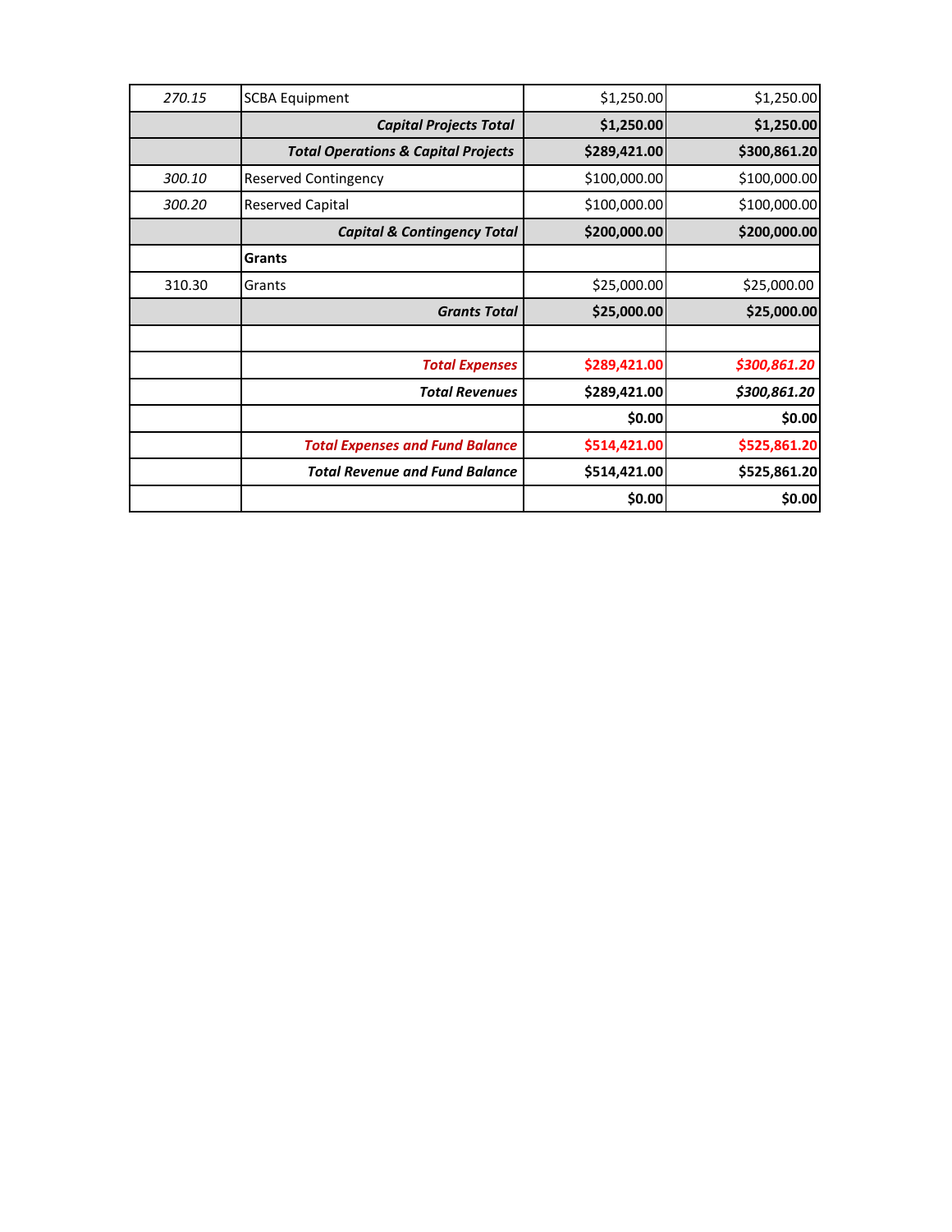| | | | |
|---|---|---|---|
| *270.15* | SCBA Equipment | $1,250.00 | $1,250.00 |
| | ***Capital Projects Total*** | **$1,250.00** | **$1,250.00** |
| | ***Total Operations & Capital Projects*** | **$289,421.00** | **$300,861.20** |
| *300.10* | Reserved Contingency | $100,000.00 | $100,000.00 |
| *300.20* | Reserved Capital | $100,000.00 | $100,000.00 |
| | ***Capital & Contingency Total*** | **$200,000.00** | **$200,000.00** |
| | **Grants** | | |
| 310.30 | Grants | $25,000.00 | $25,000.00 |
| | ***Grants Total*** | **$25,000.00** | **$25,000.00** |
| | | | |
| | ***Total Expenses*** | **$289,421.00** | ***$300,861.20*** |
| | ***Total Revenues*** | **$289,421.00** | ***$300,861.20*** |
| | | **$0.00** | **$0.00** |
| | ***Total Expenses and Fund Balance*** | **$514,421.00** | **$525,861.20** |
| | ***Total Revenue and Fund Balance*** | **$514,421.00** | **$525,861.20** |
| | | **$0.00** | **$0.00** |